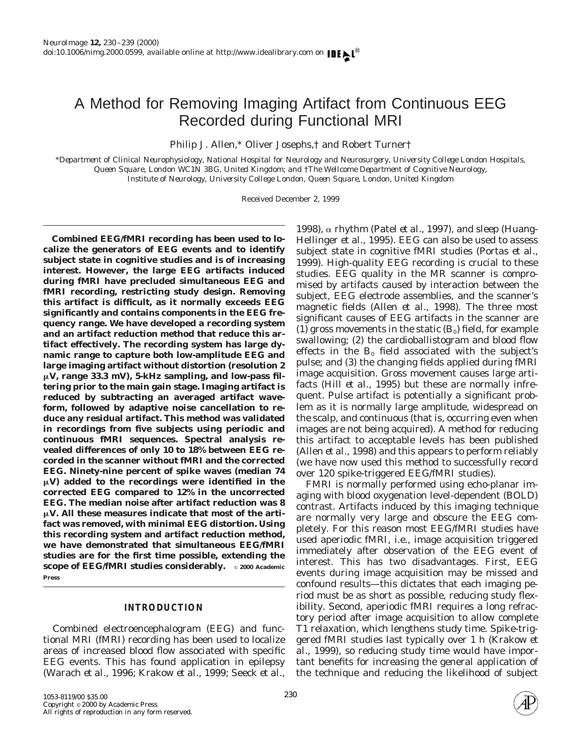# A Method for Removing Imaging Artifact from Continuous EEG Recorded during Functional MRI

Philip J. Allen,* Oliver Josephs,† and Robert Turner†

*Department of Clinical Neurophysiology, National Hospital for Neurology and Neurosurgery, University College London Hospitals, Queen Square, London WC1N 3BG, United Kingdom; and †The Wellcome Department of Cognitive Neurology, Institute of Neurology, University College London, Queen Square, London, United Kingdom*

Received December 2, 1999

**Combined EEG/fMRI recording has been used to localize the generators of EEG events and to identify subject state in cognitive studies and is of increasing interest. However, the large EEG artifacts induced during fMRI have precluded simultaneous EEG and fMRI recording, restricting study design. Removing this artifact is difficult, as it normally exceeds EEG significantly and contains components in the EEG frequency range. We have developed a recording system and an artifact reduction method that reduce this artifact effectively. The recording system has large dynamic range to capture both low-amplitude EEG and large imaging artifact without distortion (resolution 2 μV, range 33.3 mV), 5-kHz sampling, and low-pass filtering prior to the main gain stage. Imaging artifact is reduced by subtracting an averaged artifact waveform, followed by adaptive noise cancellation to reduce any residual artifact. This method was validated in recordings from five subjects using periodic and continuous fMRI sequences. Spectral analysis revealed differences of only 10 to 18% between EEG recorded in the scanner without fMRI and the corrected EEG. Ninety-nine percent of spike waves (median 74 μV) added to the recordings were identified in the corrected EEG compared to 12% in the uncorrected EEG. The median noise after artifact reduction was 8 μV. All these measures indicate that most of the artifact was removed, with minimal EEG distortion. Using this recording system and artifact reduction method, we have demonstrated that simultaneous EEG/fMRI studies are for the first time possible, extending the scope of EEG/fMRI studies considerably.** © 2000 Academic Press

## INTRODUCTION

Combined electroencephalogram (EEG) and functional MRI (fMRI) recording has been used to localize areas of increased blood flow associated with specific EEG events. This has found application in epilepsy (Warach *et al.*, 1996; Krakow *et al.*, 1999; Seeck *et al.*, 1998), α rhythm (Patel *et al.*, 1997), and sleep (Huang-Hellinger *et al.*, 1995). EEG can also be used to assess subject state in cognitive fMRI studies (Portas *et al.*, 1999). High-quality EEG recording is crucial to these studies. EEG quality in the MR scanner is compromised by artifacts caused by interaction between the subject, EEG electrode assemblies, and the scanner's magnetic fields (Allen *et al.*, 1998). The three most significant causes of EEG artifacts in the scanner are (1) gross movements in the static ($B_0$) field, for example swallowing; (2) the cardioballistogram and blood flow effects in the $B_0$ field associated with the subject's pulse; and (3) the changing fields applied during fMRI image acquisition. Gross movement causes large artifacts (Hill *et al.*, 1995) but these are normally infrequent. Pulse artifact is potentially a significant problem as it is normally large amplitude, widespread on the scalp, and continuous (that is, occurring even when images are not being acquired). A method for reducing this artifact to acceptable levels has been published (Allen *et al.*, 1998) and this appears to perform reliably (we have now used this method to successfully record over 120 spike-triggered EEG/fMRI studies).

FMRI is normally performed using echo-planar imaging with blood oxygenation level-dependent (BOLD) contrast. Artifacts induced by this imaging technique are normally very large and obscure the EEG completely. For this reason most EEG/fMRI studies have used aperiodic fMRI, i.e., image acquisition triggered immediately after observation of the EEG event of interest. This has two disadvantages. First, EEG events during image acquisition may be missed and confound results—this dictates that each imaging period must be as short as possible, reducing study flexibility. Second, aperiodic fMRI requires a long refractory period after image acquisition to allow complete T1 relaxation, which lengthens study time. Spike-triggered fMRI studies last typically over 1 h (Krakow *et al.*, 1999), so reducing study time would have important benefits for increasing the general application of the technique and reducing the likelihood of subject

1053-8119/00 $35.00
Copyright © 2000 by Academic Press
All rights of reproduction in any form reserved.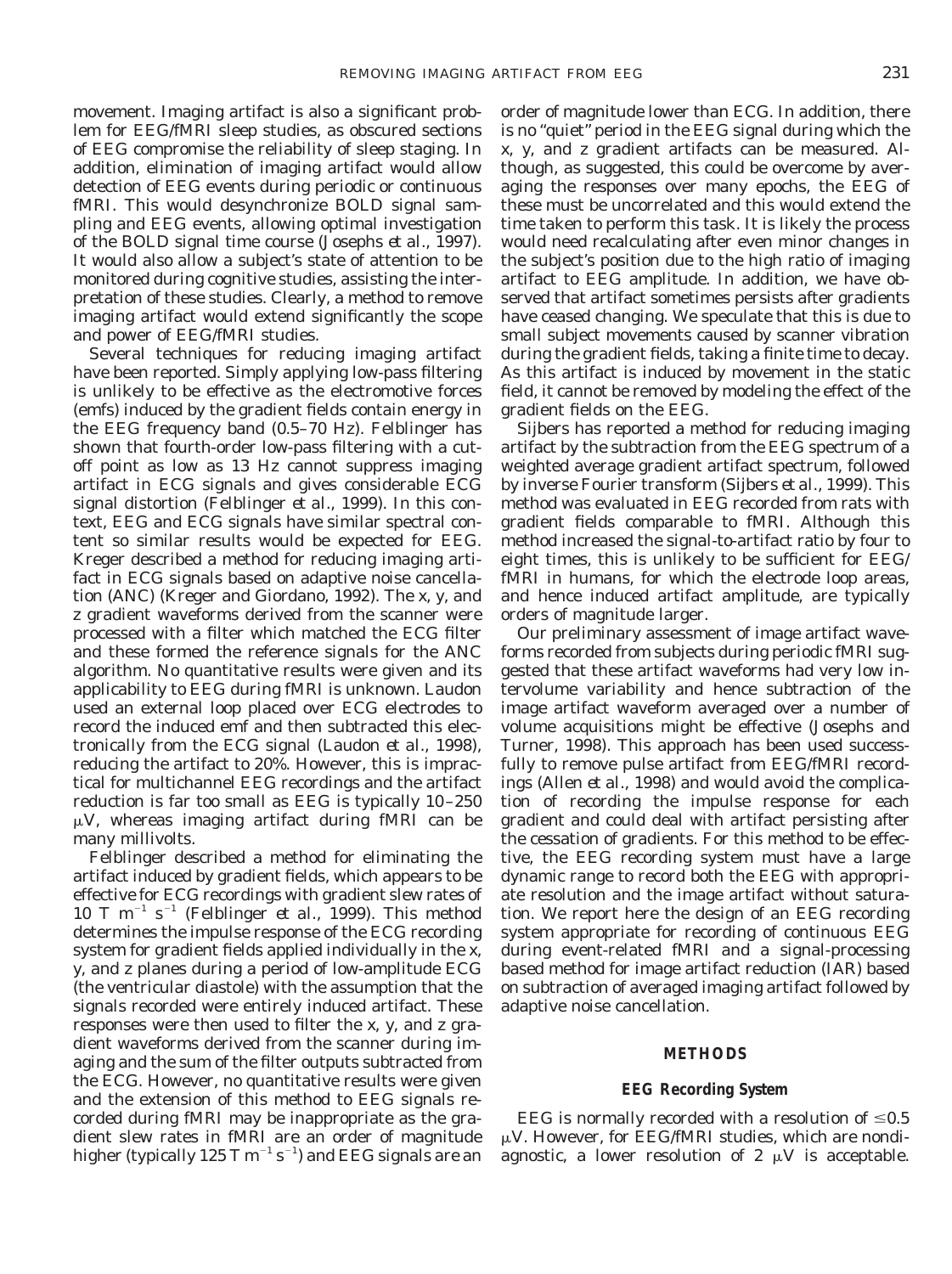movement. Imaging artifact is also a significant problem for EEG/fMRI sleep studies, as obscured sections of EEG compromise the reliability of sleep staging. In addition, elimination of imaging artifact would allow detection of EEG events during periodic or continuous fMRI. This would desynchronize BOLD signal sampling and EEG events, allowing optimal investigation of the BOLD signal time course (Josephs *et al.*, 1997). It would also allow a subject's state of attention to be monitored during cognitive studies, assisting the interpretation of these studies. Clearly, a method to remove imaging artifact would extend significantly the scope and power of EEG/fMRI studies.

Several techniques for reducing imaging artifact have been reported. Simply applying low-pass filtering is unlikely to be effective as the electromotive forces (emfs) induced by the gradient fields contain energy in the EEG frequency band (0.5–70 Hz). Felblinger has shown that fourth-order low-pass filtering with a cutoff point as low as 13 Hz cannot suppress imaging artifact in ECG signals and gives considerable ECG signal distortion (Felblinger *et al.*, 1999). In this context, EEG and ECG signals have similar spectral content so similar results would be expected for EEG. Kreger described a method for reducing imaging artifact in ECG signals based on adaptive noise cancellation (ANC) (Kreger and Giordano, 1992). The x, y, and z gradient waveforms derived from the scanner were processed with a filter which matched the ECG filter and these formed the reference signals for the ANC algorithm. No quantitative results were given and its applicability to EEG during fMRI is unknown. Laudon used an external loop placed over ECG electrodes to record the induced emf and then subtracted this electronically from the ECG signal (Laudon *et al.*, 1998), reducing the artifact to 20%. However, this is impractical for multichannel EEG recordings and the artifact reduction is far too small as EEG is typically 10–250 μV, whereas imaging artifact during fMRI can be many millivolts.

Felblinger described a method for eliminating the artifact induced by gradient fields, which appears to be effective for ECG recordings with gradient slew rates of 10 T $m^{-1}$ $s^{-1}$ (Felblinger *et al.*, 1999). This method determines the impulse response of the ECG recording system for gradient fields applied individually in the x, y, and z planes during a period of low-amplitude ECG (the ventricular diastole) with the assumption that the signals recorded were entirely induced artifact. These responses were then used to filter the x, y, and z gradient waveforms derived from the scanner during imaging and the sum of the filter outputs subtracted from the ECG. However, no quantitative results were given and the extension of this method to EEG signals recorded during fMRI may be inappropriate as the gradient slew rates in fMRI are an order of magnitude higher (typically 125 T $m^{-1}$ $s^{-1}$) and EEG signals are an order of magnitude lower than ECG. In addition, there is no "quiet" period in the EEG signal during which the x, y, and z gradient artifacts can be measured. Although, as suggested, this could be overcome by averaging the responses over many epochs, the EEG of these must be uncorrelated and this would extend the time taken to perform this task. It is likely the process would need recalculating after even minor changes in the subject's position due to the high ratio of imaging artifact to EEG amplitude. In addition, we have observed that artifact sometimes persists after gradients have ceased changing. We speculate that this is due to small subject movements caused by scanner vibration during the gradient fields, taking a finite time to decay. As this artifact is induced by movement in the static field, it cannot be removed by modeling the effect of the gradient fields on the EEG.

Sijbers has reported a method for reducing imaging artifact by the subtraction from the EEG spectrum of a weighted average gradient artifact spectrum, followed by inverse Fourier transform (Sijbers *et al.*, 1999). This method was evaluated in EEG recorded from rats with gradient fields comparable to fMRI. Although this method increased the signal-to-artifact ratio by four to eight times, this is unlikely to be sufficient for EEG/fMRI in humans, for which the electrode loop areas, and hence induced artifact amplitude, are typically orders of magnitude larger.

Our preliminary assessment of image artifact waveforms recorded from subjects during periodic fMRI suggested that these artifact waveforms had very low intervolume variability and hence subtraction of the image artifact waveform averaged over a number of volume acquisitions might be effective (Josephs and Turner, 1998). This approach has been used successfully to remove pulse artifact from EEG/fMRI recordings (Allen *et al.*, 1998) and would avoid the complication of recording the impulse response for each gradient and could deal with artifact persisting after the cessation of gradients. For this method to be effective, the EEG recording system must have a large dynamic range to record both the EEG with appropriate resolution and the image artifact without saturation. We report here the design of an EEG recording system appropriate for recording of continuous EEG during event-related fMRI and a signal-processing based method for image artifact reduction (IAR) based on subtraction of averaged imaging artifact followed by adaptive noise cancellation.

## METHODS

### EEG Recording System

EEG is normally recorded with a resolution of ≤0.5 μV. However, for EEG/fMRI studies, which are nondiagnostic, a lower resolution of 2 μV is acceptable.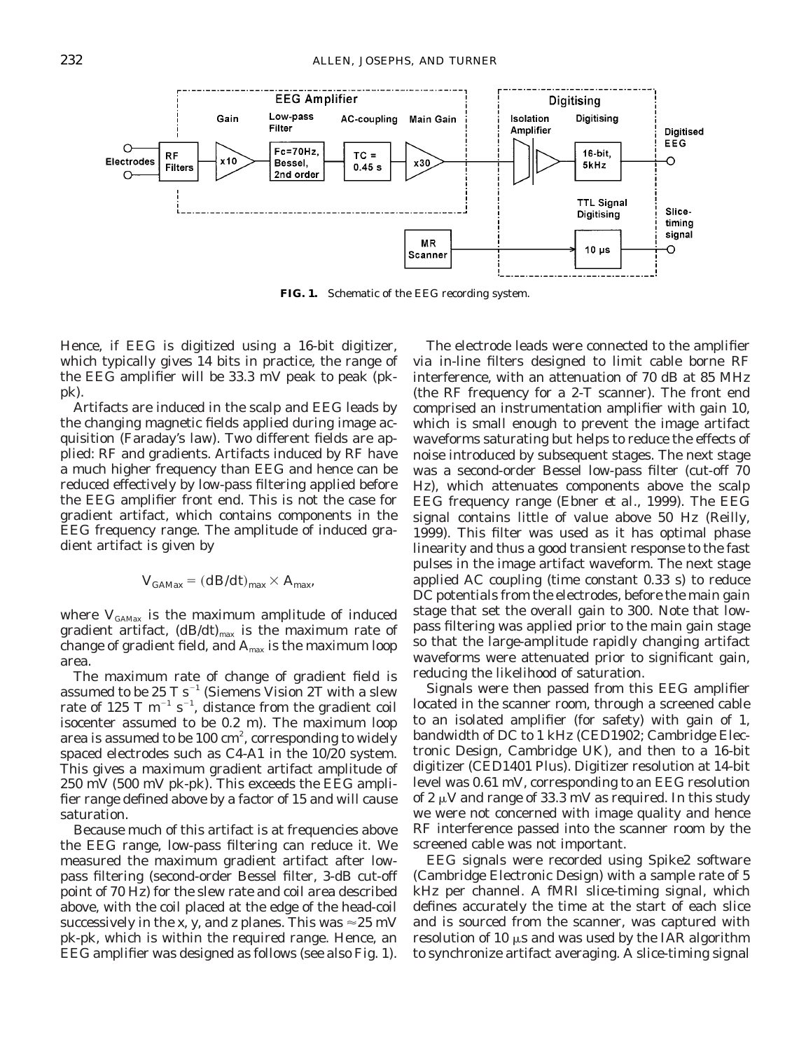**FIG. 1.** Schematic of the EEG recording system.

Hence, if EEG is digitized using a 16-bit digitizer, which typically gives 14 bits in practice, the range of the EEG amplifier will be 33.3 mV peak to peak (pk-pk).

Artifacts are induced in the scalp and EEG leads by the changing magnetic fields applied during image acquisition (Faraday's law). Two different fields are applied: RF and gradients. Artifacts induced by RF have a much higher frequency than EEG and hence can be reduced effectively by low-pass filtering applied before the EEG amplifier front end. This is not the case for gradient artifact, which contains components in the EEG frequency range. The amplitude of induced gradient artifact is given by

$$V_{GAMax} = (dB/dt)_{max} \times A_{max},$$

where $V_{GAMax}$ is the maximum amplitude of induced gradient artifact, $(dB/dt)_{max}$ is the maximum rate of change of gradient field, and $A_{max}$ is the maximum loop area.

The maximum rate of change of gradient field is assumed to be 25 T $s^{-1}$ (Siemens Vision 2T with a slew rate of 125 T $m^{-1}$ $s^{-1}$, distance from the gradient coil isocenter assumed to be 0.2 m). The maximum loop area is assumed to be 100 $cm^2$, corresponding to widely spaced electrodes such as C4-A1 in the 10/20 system. This gives a maximum gradient artifact amplitude of 250 mV (500 mV pk-pk). This exceeds the EEG amplifier range defined above by a factor of 15 and will cause saturation.

Because much of this artifact is at frequencies above the EEG range, low-pass filtering can reduce it. We measured the maximum gradient artifact after low-pass filtering (second-order Bessel filter, 3-dB cut-off point of 70 Hz) for the slew rate and coil area described above, with the coil placed at the edge of the head-coil successively in the x, y, and z planes. This was ≈25 mV pk-pk, which is within the required range. Hence, an EEG amplifier was designed as follows (see also Fig. 1).

The electrode leads were connected to the amplifier via in-line filters designed to limit cable borne RF interference, with an attenuation of 70 dB at 85 MHz (the RF frequency for a 2-T scanner). The front end comprised an instrumentation amplifier with gain 10, which is small enough to prevent the image artifact waveforms saturating but helps to reduce the effects of noise introduced by subsequent stages. The next stage was a second-order Bessel low-pass filter (cut-off 70 Hz), which attenuates components above the scalp EEG frequency range (Ebner *et al.*, 1999). The EEG signal contains little of value above 50 Hz (Reilly, 1999). This filter was used as it has optimal phase linearity and thus a good transient response to the fast pulses in the image artifact waveform. The next stage applied AC coupling (time constant 0.33 s) to reduce DC potentials from the electrodes, before the main gain stage that set the overall gain to 300. Note that low-pass filtering was applied prior to the main gain stage so that the large-amplitude rapidly changing artifact waveforms were attenuated prior to significant gain, reducing the likelihood of saturation.

Signals were then passed from this EEG amplifier located in the scanner room, through a screened cable to an isolated amplifier (for safety) with gain of 1, bandwidth of DC to 1 kHz (CED1902; Cambridge Electronic Design, Cambridge UK), and then to a 16-bit digitizer (CED1401 Plus). Digitizer resolution at 14-bit level was 0.61 mV, corresponding to an EEG resolution of 2 μV and range of 33.3 mV as required. In this study we were not concerned with image quality and hence RF interference passed into the scanner room by the screened cable was not important.

EEG signals were recorded using Spike2 software (Cambridge Electronic Design) with a sample rate of 5 kHz per channel. A fMRI slice-timing signal, which defines accurately the time at the start of each slice and is sourced from the scanner, was captured with resolution of 10 μs and was used by the IAR algorithm to synchronize artifact averaging. A slice-timing signal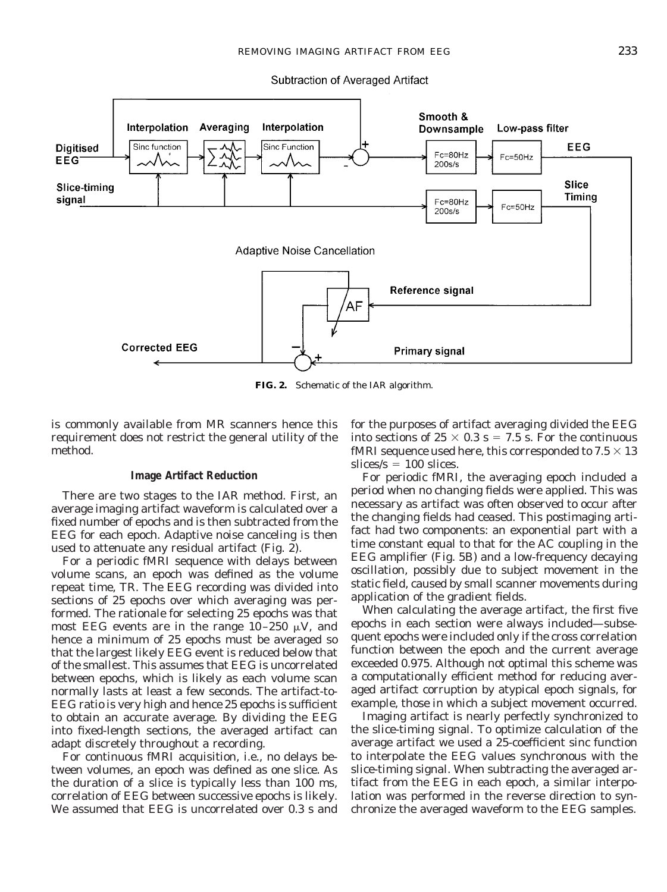FIG. 2. Schematic of the IAR algorithm.

is commonly available from MR scanners hence this requirement does not restrict the general utility of the method.

### Image Artifact Reduction

There are two stages to the IAR method. First, an average imaging artifact waveform is calculated over a fixed number of epochs and is then subtracted from the EEG for each epoch. Adaptive noise canceling is then used to attenuate any residual artifact (Fig. 2).

For a periodic fMRI sequence with delays between volume scans, an epoch was defined as the volume repeat time, TR. The EEG recording was divided into sections of 25 epochs over which averaging was performed. The rationale for selecting 25 epochs was that most EEG events are in the range 10–250 μV, and hence a minimum of 25 epochs must be averaged so that the largest likely EEG event is reduced below that of the smallest. This assumes that EEG is uncorrelated between epochs, which is likely as each volume scan normally lasts at least a few seconds. The artifact-to-EEG ratio is very high and hence 25 epochs is sufficient to obtain an accurate average. By dividing the EEG into fixed-length sections, the averaged artifact can adapt discretely throughout a recording.

For continuous fMRI acquisition, i.e., no delays between volumes, an epoch was defined as one slice. As the duration of a slice is typically less than 100 ms, correlation of EEG between successive epochs is likely. We assumed that EEG is uncorrelated over 0.3 s and for the purposes of artifact averaging divided the EEG into sections of $25 \times 0.3$ s $= 7.5$ s. For the continuous fMRI sequence used here, this corresponded to $7.5 \times 13$ slices/s $= 100$ slices.

For periodic fMRI, the averaging epoch included a period when no changing fields were applied. This was necessary as artifact was often observed to occur after the changing fields had ceased. This postimaging artifact had two components: an exponential part with a time constant equal to that for the AC coupling in the EEG amplifier (Fig. 5B) and a low-frequency decaying oscillation, possibly due to subject movement in the static field, caused by small scanner movements during application of the gradient fields.

When calculating the average artifact, the first five epochs in each section were always included—subsequent epochs were included only if the cross correlation function between the epoch and the current average exceeded 0.975. Although not optimal this scheme was a computationally efficient method for reducing averaged artifact corruption by atypical epoch signals, for example, those in which a subject movement occurred.

Imaging artifact is nearly perfectly synchronized to the slice-timing signal. To optimize calculation of the average artifact we used a 25-coefficient sinc function to interpolate the EEG values synchronous with the slice-timing signal. When subtracting the averaged artifact from the EEG in each epoch, a similar interpolation was performed in the reverse direction to synchronize the averaged waveform to the EEG samples.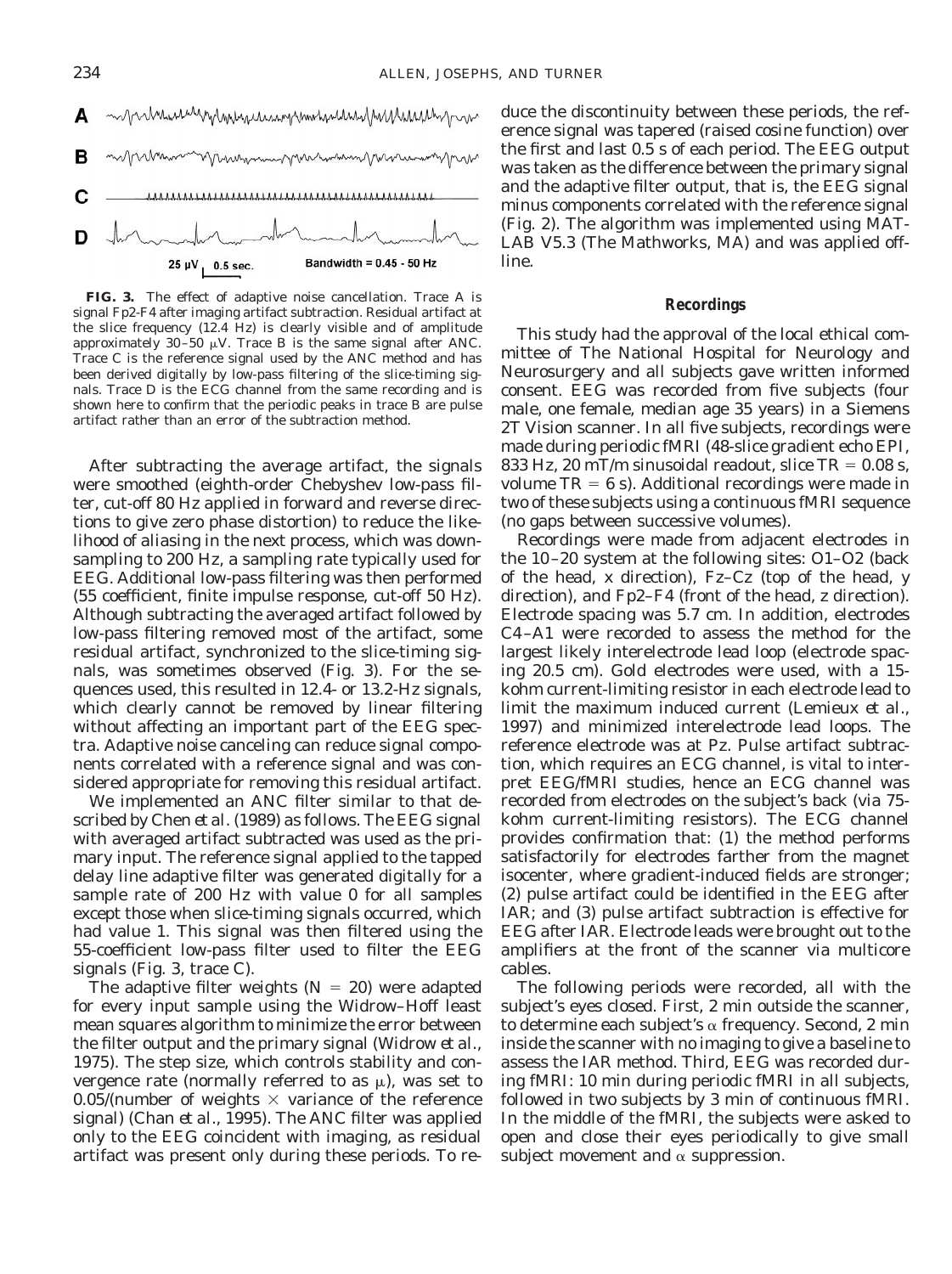**FIG. 3.** The effect of adaptive noise cancellation. Trace A is signal Fp2-F4 after imaging artifact subtraction. Residual artifact at the slice frequency (12.4 Hz) is clearly visible and of amplitude approximately 30–50 μV. Trace B is the same signal after ANC. Trace C is the reference signal used by the ANC method and has been derived digitally by low-pass filtering of the slice-timing signals. Trace D is the ECG channel from the same recording and is shown here to confirm that the periodic peaks in trace B are pulse artifact rather than an error of the subtraction method.

After subtracting the average artifact, the signals were smoothed (eighth-order Chebyshev low-pass filter, cut-off 80 Hz applied in forward and reverse directions to give zero phase distortion) to reduce the likelihood of aliasing in the next process, which was downsampling to 200 Hz, a sampling rate typically used for EEG. Additional low-pass filtering was then performed (55 coefficient, finite impulse response, cut-off 50 Hz). Although subtracting the averaged artifact followed by low-pass filtering removed most of the artifact, some residual artifact, synchronized to the slice-timing signals, was sometimes observed (Fig. 3). For the sequences used, this resulted in 12.4- or 13.2-Hz signals, which clearly cannot be removed by linear filtering without affecting an important part of the EEG spectra. Adaptive noise canceling can reduce signal components correlated with a reference signal and was considered appropriate for removing this residual artifact.

We implemented an ANC filter similar to that described by Chen *et al.* (1989) as follows. The EEG signal with averaged artifact subtracted was used as the primary input. The reference signal applied to the tapped delay line adaptive filter was generated digitally for a sample rate of 200 Hz with value 0 for all samples except those when slice-timing signals occurred, which had value 1. This signal was then filtered using the 55-coefficient low-pass filter used to filter the EEG signals (Fig. 3, trace C).

The adaptive filter weights ($N = 20$) were adapted for every input sample using the Widrow–Hoff least mean squares algorithm to minimize the error between the filter output and the primary signal (Widrow *et al.*, 1975). The step size, which controls stability and convergence rate (normally referred to as $\mu$), was set to 0.05/(number of weights × variance of the reference signal) (Chan *et al.*, 1995). The ANC filter was applied only to the EEG coincident with imaging, as residual artifact was present only during these periods. To reduce the discontinuity between these periods, the reference signal was tapered (raised cosine function) over the first and last 0.5 s of each period. The EEG output was taken as the difference between the primary signal and the adaptive filter output, that is, the EEG signal minus components correlated with the reference signal (Fig. 2). The algorithm was implemented using MATLAB V5.3 (The Mathworks, MA) and was applied offline.

### Recordings

This study had the approval of the local ethical committee of The National Hospital for Neurology and Neurosurgery and all subjects gave written informed consent. EEG was recorded from five subjects (four male, one female, median age 35 years) in a Siemens 2T Vision scanner. In all five subjects, recordings were made during periodic fMRI (48-slice gradient echo EPI, 833 Hz, 20 mT/m sinusoidal readout, slice TR = 0.08 s, volume TR = 6 s). Additional recordings were made in two of these subjects using a continuous fMRI sequence (no gaps between successive volumes).

Recordings were made from adjacent electrodes in the 10–20 system at the following sites: O1–O2 (back of the head, *x* direction), Fz–Cz (top of the head, *y* direction), and Fp2–F4 (front of the head, *z* direction). Electrode spacing was 5.7 cm. In addition, electrodes C4–A1 were recorded to assess the method for the largest likely interelectrode lead loop (electrode spacing 20.5 cm). Gold electrodes were used, with a 15-kohm current-limiting resistor in each electrode lead to limit the maximum induced current (Lemieux *et al.*, 1997) and minimized interelectrode lead loops. The reference electrode was at Pz. Pulse artifact subtraction, which requires an ECG channel, is vital to interpret EEG/fMRI studies, hence an ECG channel was recorded from electrodes on the subject's back (via 75-kohm current-limiting resistors). The ECG channel provides confirmation that: (1) the method performs satisfactorily for electrodes farther from the magnet isocenter, where gradient-induced fields are stronger; (2) pulse artifact could be identified in the EEG after IAR; and (3) pulse artifact subtraction is effective for EEG after IAR. Electrode leads were brought out to the amplifiers at the front of the scanner via multicore cables.

The following periods were recorded, all with the subject's eyes closed. First, 2 min outside the scanner, to determine each subject's α frequency. Second, 2 min inside the scanner with no imaging to give a baseline to assess the IAR method. Third, EEG was recorded during fMRI: 10 min during periodic fMRI in all subjects, followed in two subjects by 3 min of continuous fMRI. In the middle of the fMRI, the subjects were asked to open and close their eyes periodically to give small subject movement and α suppression.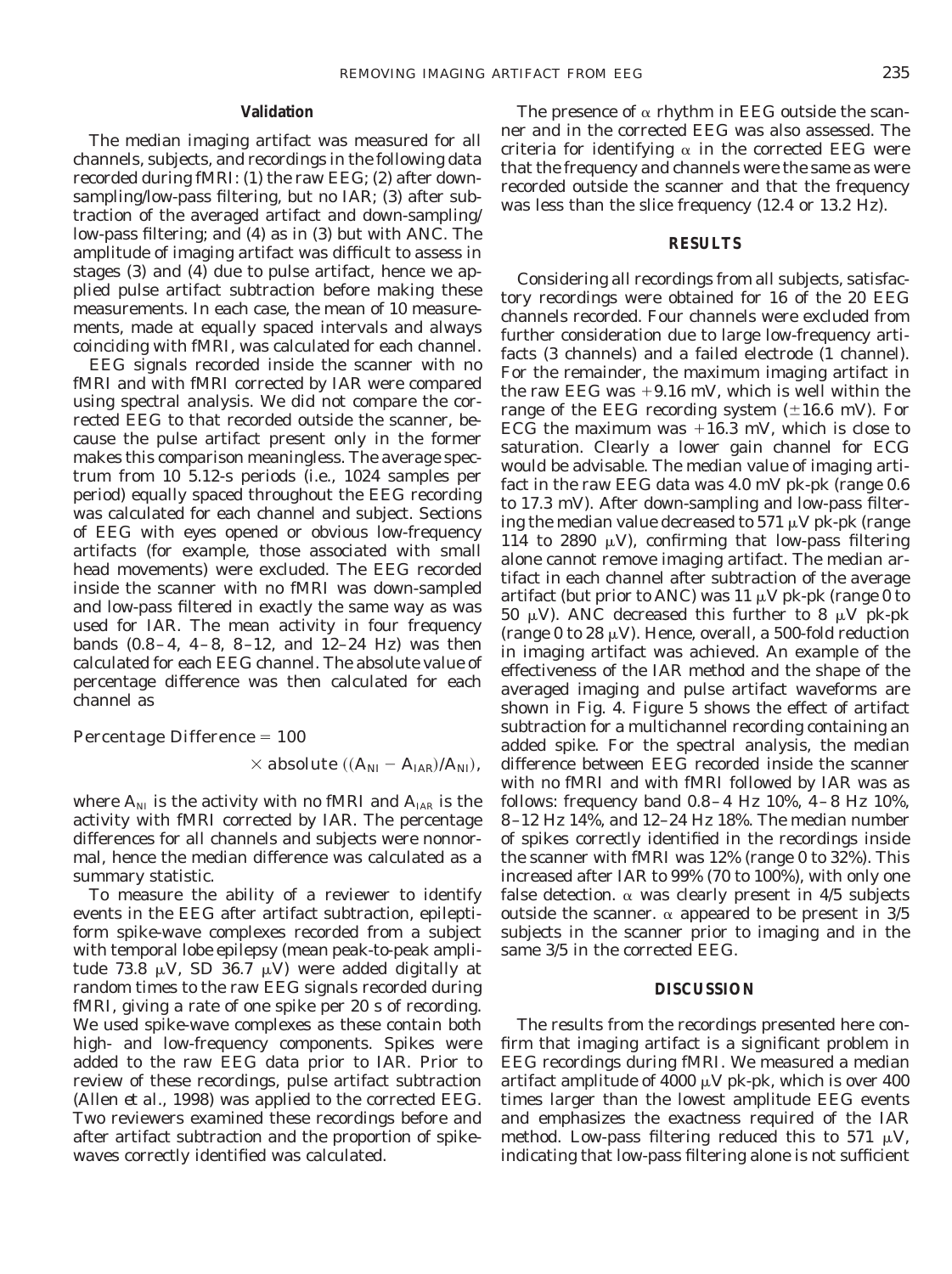### Validation

The median imaging artifact was measured for all channels, subjects, and recordings in the following data recorded during fMRI: (1) the raw EEG; (2) after down-sampling/low-pass filtering, but no IAR; (3) after subtraction of the averaged artifact and down-sampling/low-pass filtering; and (4) as in (3) but with ANC. The amplitude of imaging artifact was difficult to assess in stages (3) and (4) due to pulse artifact, hence we applied pulse artifact subtraction before making these measurements. In each case, the mean of 10 measurements, made at equally spaced intervals and always coinciding with fMRI, was calculated for each channel.

EEG signals recorded inside the scanner with no fMRI and with fMRI corrected by IAR were compared using spectral analysis. We did not compare the corrected EEG to that recorded outside the scanner, because the pulse artifact present only in the former makes this comparison meaningless. The average spectrum from 10 5.12-s periods (i.e., 1024 samples per period) equally spaced throughout the EEG recording was calculated for each channel and subject. Sections of EEG with eyes opened or obvious low-frequency artifacts (for example, those associated with small head movements) were excluded. The EEG recorded inside the scanner with no fMRI was down-sampled and low-pass filtered in exactly the same way as was used for IAR. The mean activity in four frequency bands (0.8–4, 4–8, 8–12, and 12–24 Hz) was then calculated for each EEG channel. The absolute value of percentage difference was then calculated for each channel as

$$\text{Percentage Difference} = 100 \times \text{absolute}\left((A_{NI} - A_{IAR})/A_{NI}\right),$$

where $A_{NI}$ is the activity with no fMRI and $A_{IAR}$ is the activity with fMRI corrected by IAR. The percentage differences for all channels and subjects were nonnormal, hence the median difference was calculated as a summary statistic.

To measure the ability of a reviewer to identify events in the EEG after artifact subtraction, epileptiform spike-wave complexes recorded from a subject with temporal lobe epilepsy (mean peak-to-peak amplitude 73.8 μV, SD 36.7 μV) were added digitally at random times to the raw EEG signals recorded during fMRI, giving a rate of one spike per 20 s of recording. We used spike-wave complexes as these contain both high- and low-frequency components. Spikes were added to the raw EEG data prior to IAR. Prior to review of these recordings, pulse artifact subtraction (Allen *et al.*, 1998) was applied to the corrected EEG. Two reviewers examined these recordings before and after artifact subtraction and the proportion of spike-waves correctly identified was calculated.

The presence of α rhythm in EEG outside the scanner and in the corrected EEG was also assessed. The criteria for identifying α in the corrected EEG were that the frequency and channels were the same as were recorded outside the scanner and that the frequency was less than the slice frequency (12.4 or 13.2 Hz).

## RESULTS

Considering all recordings from all subjects, satisfactory recordings were obtained for 16 of the 20 EEG channels recorded. Four channels were excluded from further consideration due to large low-frequency artifacts (3 channels) and a failed electrode (1 channel). For the remainder, the maximum imaging artifact in the raw EEG was +9.16 mV, which is well within the range of the EEG recording system (±16.6 mV). For ECG the maximum was +16.3 mV, which is close to saturation. Clearly a lower gain channel for ECG would be advisable. The median value of imaging artifact in the raw EEG data was 4.0 mV pk-pk (range 0.6 to 17.3 mV). After down-sampling and low-pass filtering the median value decreased to 571 μV pk-pk (range 114 to 2890 μV), confirming that low-pass filtering alone cannot remove imaging artifact. The median artifact in each channel after subtraction of the average artifact (but prior to ANC) was 11 μV pk-pk (range 0 to 50 μV). ANC decreased this further to 8 μV pk-pk (range 0 to 28 μV). Hence, overall, a 500-fold reduction in imaging artifact was achieved. An example of the effectiveness of the IAR method and the shape of the averaged imaging and pulse artifact waveforms are shown in Fig. 4. Figure 5 shows the effect of artifact subtraction for a multichannel recording containing an added spike. For the spectral analysis, the median difference between EEG recorded inside the scanner with no fMRI and with fMRI followed by IAR was as follows: frequency band 0.8–4 Hz 10%, 4–8 Hz 10%, 8–12 Hz 14%, and 12–24 Hz 18%. The median number of spikes correctly identified in the recordings inside the scanner with fMRI was 12% (range 0 to 32%). This increased after IAR to 99% (70 to 100%), with only one false detection. α was clearly present in 4/5 subjects outside the scanner. α appeared to be present in 3/5 subjects in the scanner prior to imaging and in the same 3/5 in the corrected EEG.

## DISCUSSION

The results from the recordings presented here confirm that imaging artifact is a significant problem in EEG recordings during fMRI. We measured a median artifact amplitude of 4000 μV pk-pk, which is over 400 times larger than the lowest amplitude EEG events and emphasizes the exactness required of the IAR method. Low-pass filtering reduced this to 571 μV, indicating that low-pass filtering alone is not sufficient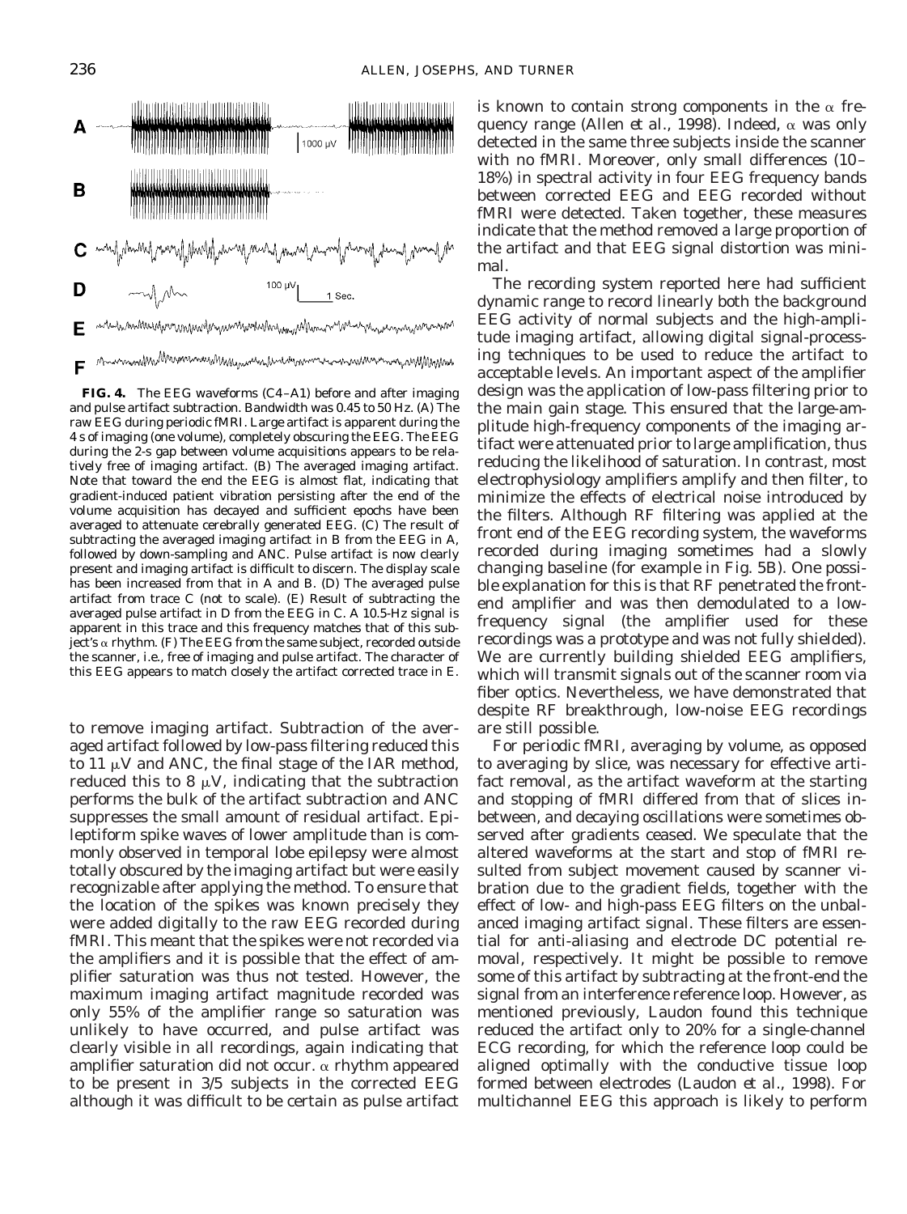A

1000 μV

B

C

D

100 μV

1 Sec.

E

F

**FIG. 4.** The EEG waveforms (C4–A1) before and after imaging and pulse artifact subtraction. Bandwidth was 0.45 to 50 Hz. (A) The raw EEG during periodic fMRI. Large artifact is apparent during the 4 s of imaging (one volume), completely obscuring the EEG. The EEG during the 2-s gap between volume acquisitions appears to be relatively free of imaging artifact. (B) The averaged imaging artifact. Note that toward the end the EEG is almost flat, indicating that gradient-induced patient vibration persisting after the end of the volume acquisition has decayed and sufficient epochs have been averaged to attenuate cerebrally generated EEG. (C) The result of subtracting the averaged imaging artifact in B from the EEG in A, followed by down-sampling and ANC. Pulse artifact is now clearly present and imaging artifact is difficult to discern. The display scale has been increased from that in A and B. (D) The averaged pulse artifact from trace C (not to scale). (E) Result of subtracting the averaged pulse artifact in D from the EEG in C. A 10.5-Hz signal is apparent in this trace and this frequency matches that of this subject's α rhythm. (F) The EEG from the same subject, recorded outside the scanner, i.e., free of imaging and pulse artifact. The character of this EEG appears to match closely the artifact corrected trace in E.

to remove imaging artifact. Subtraction of the averaged artifact followed by low-pass filtering reduced this to 11 μV and ANC, the final stage of the IAR method, reduced this to 8 μV, indicating that the subtraction performs the bulk of the artifact subtraction and ANC suppresses the small amount of residual artifact. Epileptiform spike waves of lower amplitude than is commonly observed in temporal lobe epilepsy were almost totally obscured by the imaging artifact but were easily recognizable after applying the method. To ensure that the location of the spikes was known precisely they were added digitally to the raw EEG recorded during fMRI. This meant that the spikes were not recorded via the amplifiers and it is possible that the effect of amplifier saturation was thus not tested. However, the maximum imaging artifact magnitude recorded was only 55% of the amplifier range so saturation was unlikely to have occurred, and pulse artifact was clearly visible in all recordings, again indicating that amplifier saturation did not occur. α rhythm appeared to be present in 3/5 subjects in the corrected EEG although it was difficult to be certain as pulse artifact is known to contain strong components in the α frequency range (Allen *et al.*, 1998). Indeed, α was only detected in the same three subjects inside the scanner with no fMRI. Moreover, only small differences (10–18%) in spectral activity in four EEG frequency bands between corrected EEG and EEG recorded without fMRI were detected. Taken together, these measures indicate that the method removed a large proportion of the artifact and that EEG signal distortion was minimal.

The recording system reported here had sufficient dynamic range to record linearly both the background EEG activity of normal subjects and the high-amplitude imaging artifact, allowing digital signal-processing techniques to be used to reduce the artifact to acceptable levels. An important aspect of the amplifier design was the application of low-pass filtering prior to the main gain stage. This ensured that the large-amplitude high-frequency components of the imaging artifact were attenuated prior to large amplification, thus reducing the likelihood of saturation. In contrast, most electrophysiology amplifiers amplify and then filter, to minimize the effects of electrical noise introduced by the filters. Although RF filtering was applied at the front end of the EEG recording system, the waveforms recorded during imaging sometimes had a slowly changing baseline (for example in Fig. 5B). One possible explanation for this is that RF penetrated the front-end amplifier and was then demodulated to a low-frequency signal (the amplifier used for these recordings was a prototype and was not fully shielded). We are currently building shielded EEG amplifiers, which will transmit signals out of the scanner room via fiber optics. Nevertheless, we have demonstrated that despite RF breakthrough, low-noise EEG recordings are still possible.

For periodic fMRI, averaging by volume, as opposed to averaging by slice, was necessary for effective artifact removal, as the artifact waveform at the starting and stopping of fMRI differed from that of slices in-between, and decaying oscillations were sometimes observed after gradients ceased. We speculate that the altered waveforms at the start and stop of fMRI resulted from subject movement caused by scanner vibration due to the gradient fields, together with the effect of low- and high-pass EEG filters on the unbalanced imaging artifact signal. These filters are essential for anti-aliasing and electrode DC potential removal, respectively. It might be possible to remove some of this artifact by subtracting at the front-end the signal from an interference reference loop. However, as mentioned previously, Laudon found this technique reduced the artifact only to 20% for a single-channel ECG recording, for which the reference loop could be aligned optimally with the conductive tissue loop formed between electrodes (Laudon *et al.*, 1998). For multichannel EEG this approach is likely to perform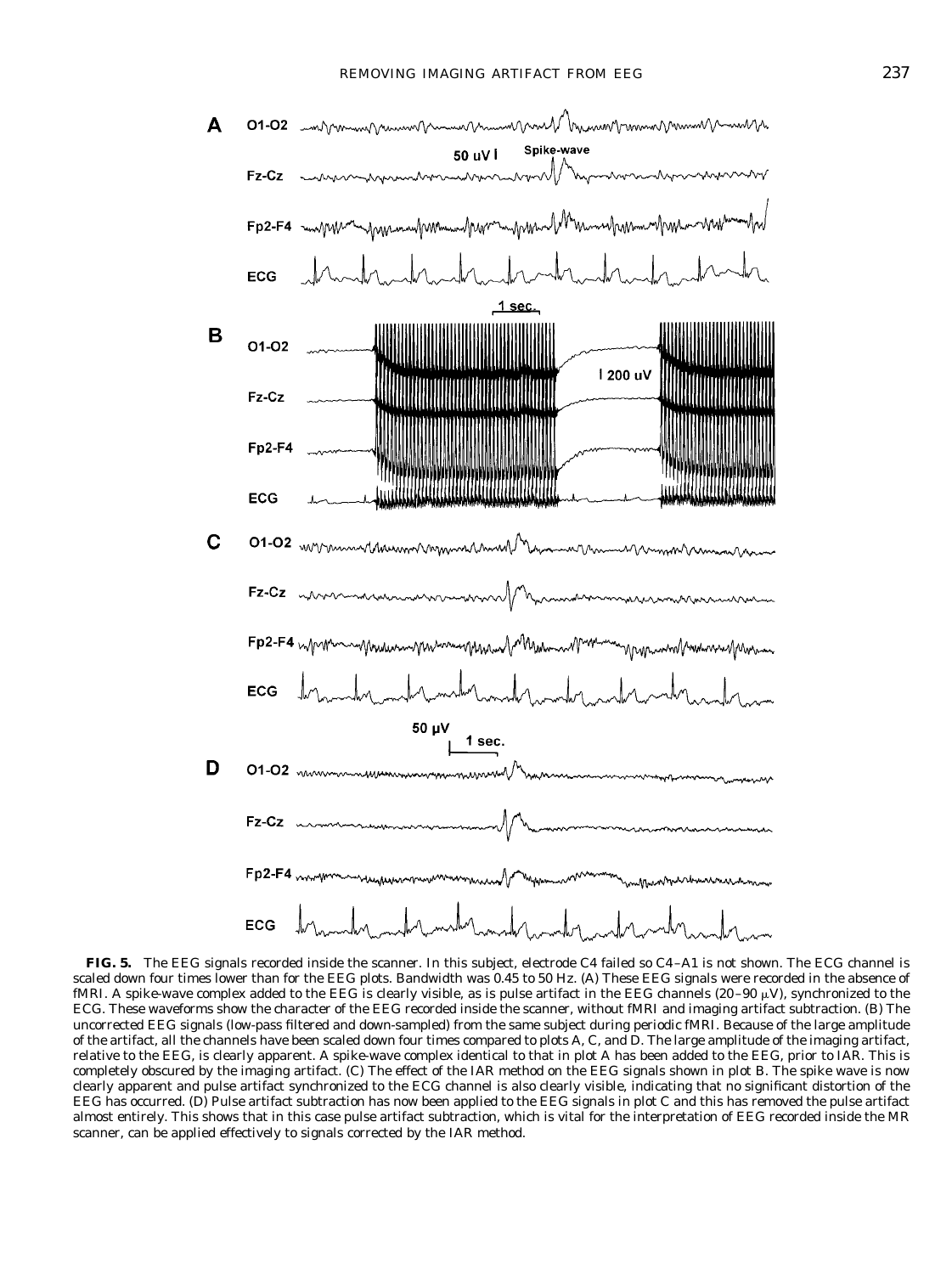**FIG. 5.** The EEG signals recorded inside the scanner. In this subject, electrode C4 failed so C4–A1 is not shown. The ECG channel is scaled down four times lower than for the EEG plots. Bandwidth was 0.45 to 50 Hz. (A) These EEG signals were recorded in the absence of fMRI. A spike-wave complex added to the EEG is clearly visible, as is pulse artifact in the EEG channels (20–90 $\mu$V), synchronized to the ECG. These waveforms show the character of the EEG recorded inside the scanner, without fMRI and imaging artifact subtraction. (B) The uncorrected EEG signals (low-pass filtered and down-sampled) from the same subject during periodic fMRI. Because of the large amplitude of the artifact, all the channels have been scaled down four times compared to plots A, C, and D. The large amplitude of the imaging artifact, relative to the EEG, is clearly apparent. A spike-wave complex identical to that in plot A has been added to the EEG, prior to IAR. This is completely obscured by the imaging artifact. (C) The effect of the IAR method on the EEG signals shown in plot B. The spike wave is now clearly apparent and pulse artifact synchronized to the ECG channel is also clearly visible, indicating that no significant distortion of the EEG has occurred. (D) Pulse artifact subtraction has now been applied to the EEG signals in plot C and this has removed the pulse artifact almost entirely. This shows that in this case pulse artifact subtraction, which is vital for the interpretation of EEG recorded inside the MR scanner, can be applied effectively to signals corrected by the IAR method.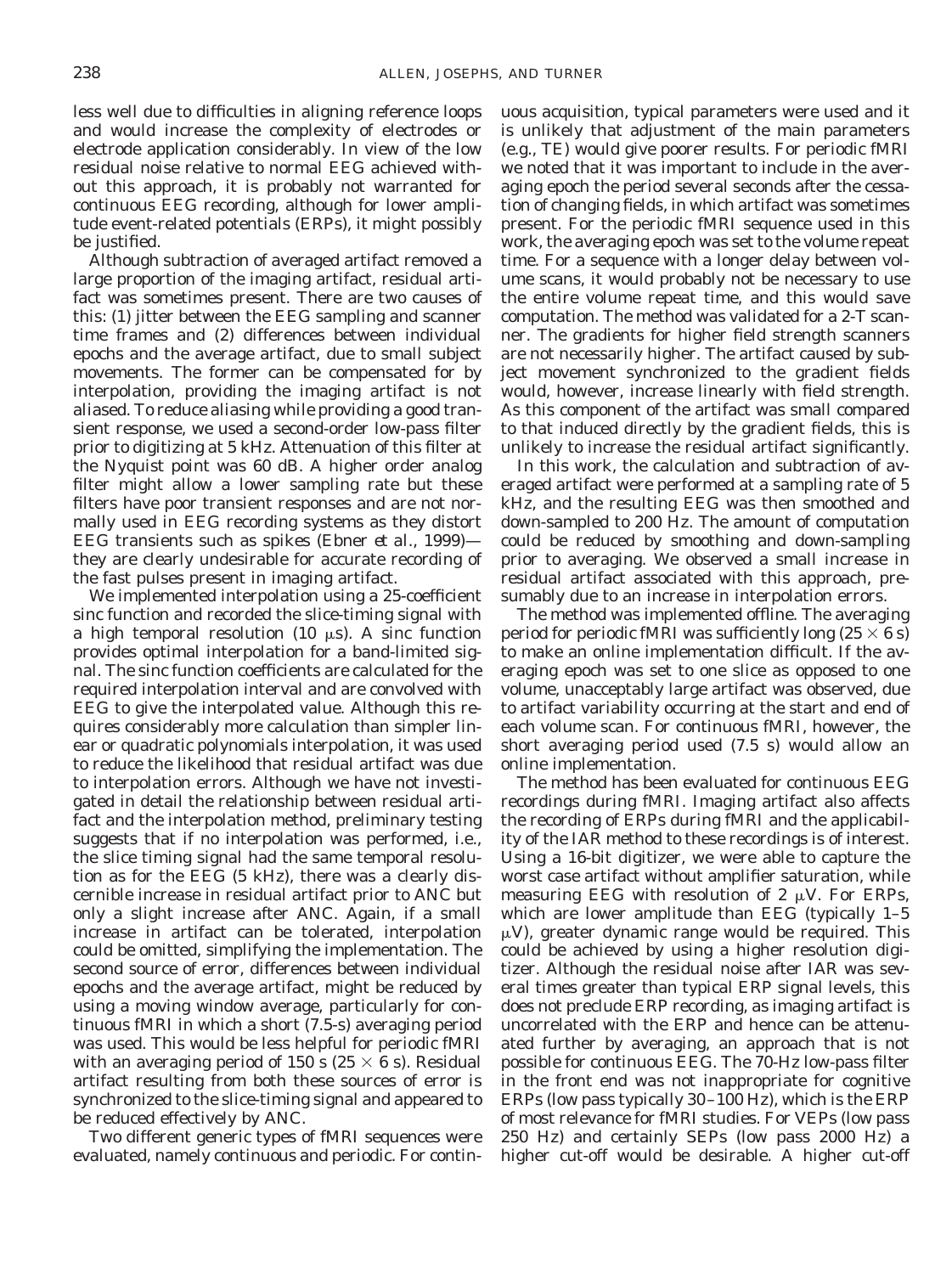less well due to difficulties in aligning reference loops and would increase the complexity of electrodes or electrode application considerably. In view of the low residual noise relative to normal EEG achieved without this approach, it is probably not warranted for continuous EEG recording, although for lower amplitude event-related potentials (ERPs), it might possibly be justified.

Although subtraction of averaged artifact removed a large proportion of the imaging artifact, residual artifact was sometimes present. There are two causes of this: (1) jitter between the EEG sampling and scanner time frames and (2) differences between individual epochs and the average artifact, due to small subject movements. The former can be compensated for by interpolation, providing the imaging artifact is not aliased. To reduce aliasing while providing a good transient response, we used a second-order low-pass filter prior to digitizing at 5 kHz. Attenuation of this filter at the Nyquist point was 60 dB. A higher order analog filter might allow a lower sampling rate but these filters have poor transient responses and are not normally used in EEG recording systems as they distort EEG transients such as spikes (Ebner *et al.*, 1999)—they are clearly undesirable for accurate recording of the fast pulses present in imaging artifact.

We implemented interpolation using a 25-coefficient sinc function and recorded the slice-timing signal with a high temporal resolution (10 $\mu$s). A sinc function provides optimal interpolation for a band-limited signal. The sinc function coefficients are calculated for the required interpolation interval and are convolved with EEG to give the interpolated value. Although this requires considerably more calculation than simpler linear or quadratic polynomials interpolation, it was used to reduce the likelihood that residual artifact was due to interpolation errors. Although we have not investigated in detail the relationship between residual artifact and the interpolation method, preliminary testing suggests that if no interpolation was performed, i.e., the slice timing signal had the same temporal resolution as for the EEG (5 kHz), there was a clearly discernible increase in residual artifact prior to ANC but only a slight increase after ANC. Again, if a small increase in artifact can be tolerated, interpolation could be omitted, simplifying the implementation. The second source of error, differences between individual epochs and the average artifact, might be reduced by using a moving window average, particularly for continuous fMRI in which a short (7.5-s) averaging period was used. This would be less helpful for periodic fMRI with an averaging period of 150 s (25 × 6 s). Residual artifact resulting from both these sources of error is synchronized to the slice-timing signal and appeared to be reduced effectively by ANC.

Two different generic types of fMRI sequences were evaluated, namely continuous and periodic. For continuous acquisition, typical parameters were used and it is unlikely that adjustment of the main parameters (e.g., TE) would give poorer results. For periodic fMRI we noted that it was important to include in the averaging epoch the period several seconds after the cessation of changing fields, in which artifact was sometimes present. For the periodic fMRI sequence used in this work, the averaging epoch was set to the volume repeat time. For a sequence with a longer delay between volume scans, it would probably not be necessary to use the entire volume repeat time, and this would save computation. The method was validated for a 2-T scanner. The gradients for higher field strength scanners are not necessarily higher. The artifact caused by subject movement synchronized to the gradient fields would, however, increase linearly with field strength. As this component of the artifact was small compared to that induced directly by the gradient fields, this is unlikely to increase the residual artifact significantly.

In this work, the calculation and subtraction of averaged artifact were performed at a sampling rate of 5 kHz, and the resulting EEG was then smoothed and down-sampled to 200 Hz. The amount of computation could be reduced by smoothing and down-sampling prior to averaging. We observed a small increase in residual artifact associated with this approach, presumably due to an increase in interpolation errors.

The method was implemented offline. The averaging period for periodic fMRI was sufficiently long (25 × 6 s) to make an online implementation difficult. If the averaging epoch was set to one slice as opposed to one volume, unacceptably large artifact was observed, due to artifact variability occurring at the start and end of each volume scan. For continuous fMRI, however, the short averaging period used (7.5 s) would allow an online implementation.

The method has been evaluated for continuous EEG recordings during fMRI. Imaging artifact also affects the recording of ERPs during fMRI and the applicability of the IAR method to these recordings is of interest. Using a 16-bit digitizer, we were able to capture the worst case artifact without amplifier saturation, while measuring EEG with resolution of 2 $\mu$V. For ERPs, which are lower amplitude than EEG (typically 1–5 $\mu$V), greater dynamic range would be required. This could be achieved by using a higher resolution digitizer. Although the residual noise after IAR was several times greater than typical ERP signal levels, this does not preclude ERP recording, as imaging artifact is uncorrelated with the ERP and hence can be attenuated further by averaging, an approach that is not possible for continuous EEG. The 70-Hz low-pass filter in the front end was not inappropriate for cognitive ERPs (low pass typically 30–100 Hz), which is the ERP of most relevance for fMRI studies. For VEPs (low pass 250 Hz) and certainly SEPs (low pass 2000 Hz) a higher cut-off would be desirable. A higher cut-off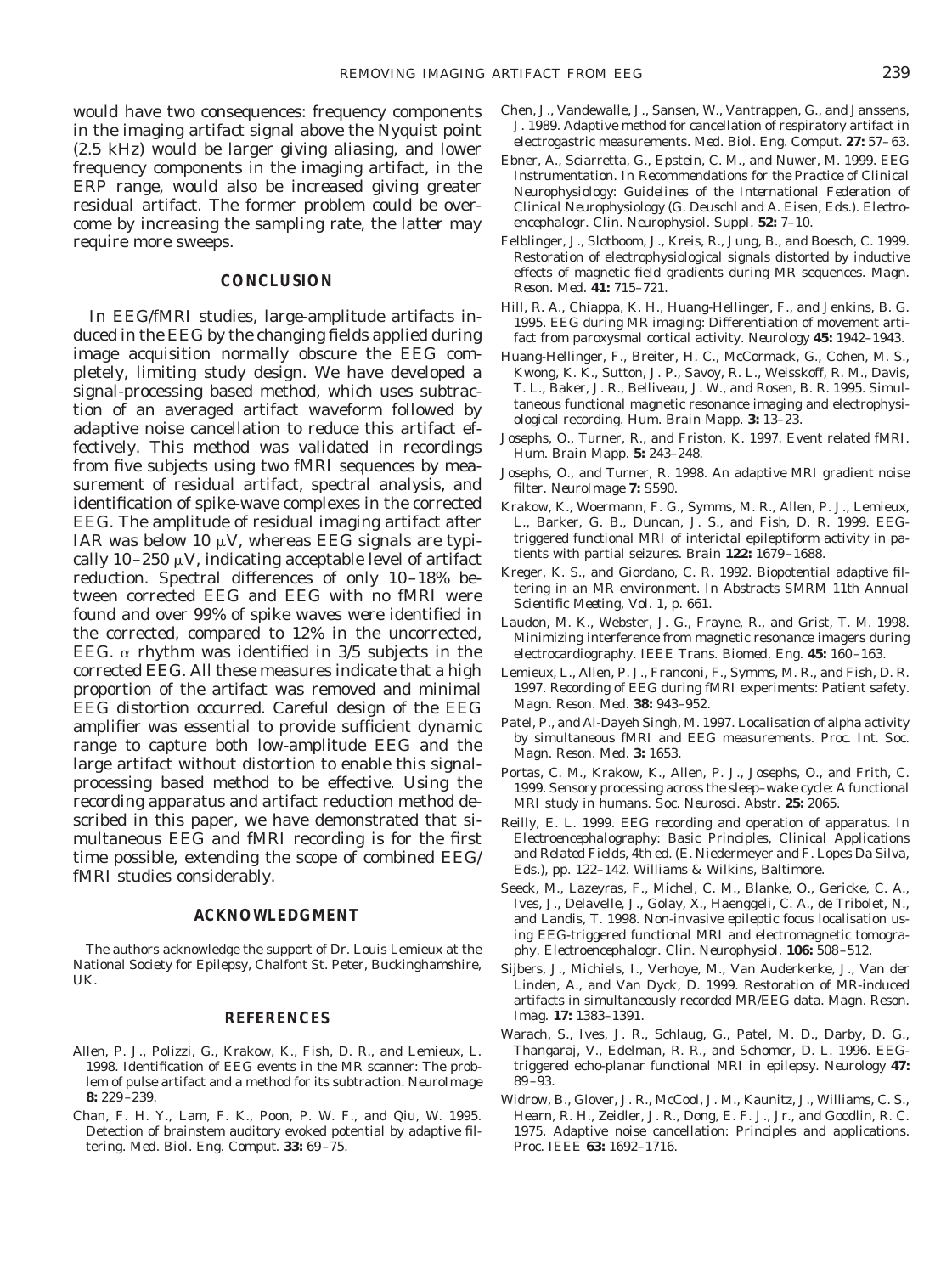would have two consequences: frequency components in the imaging artifact signal above the Nyquist point (2.5 kHz) would be larger giving aliasing, and lower frequency components in the imaging artifact, in the ERP range, would also be increased giving greater residual artifact. The former problem could be overcome by increasing the sampling rate, the latter may require more sweeps.

## CONCLUSION

In EEG/fMRI studies, large-amplitude artifacts induced in the EEG by the changing fields applied during image acquisition normally obscure the EEG completely, limiting study design. We have developed a signal-processing based method, which uses subtraction of an averaged artifact waveform followed by adaptive noise cancellation to reduce this artifact effectively. This method was validated in recordings from five subjects using two fMRI sequences by measurement of residual artifact, spectral analysis, and identification of spike-wave complexes in the corrected EEG. The amplitude of residual imaging artifact after IAR was below 10 $\mu$V, whereas EEG signals are typically 10–250 $\mu$V, indicating acceptable level of artifact reduction. Spectral differences of only 10–18% between corrected EEG and EEG with no fMRI were found and over 99% of spike waves were identified in the corrected, compared to 12% in the uncorrected, EEG. $\alpha$ rhythm was identified in 3/5 subjects in the corrected EEG. All these measures indicate that a high proportion of the artifact was removed and minimal EEG distortion occurred. Careful design of the EEG amplifier was essential to provide sufficient dynamic range to capture both low-amplitude EEG and the large artifact without distortion to enable this signal-processing based method to be effective. Using the recording apparatus and artifact reduction method described in this paper, we have demonstrated that simultaneous EEG and fMRI recording is for the first time possible, extending the scope of combined EEG/fMRI studies considerably.

## ACKNOWLEDGMENT

The authors acknowledge the support of Dr. Louis Lemieux at the National Society for Epilepsy, Chalfont St. Peter, Buckinghamshire, UK.

## REFERENCES

Allen, P. J., Polizzi, G., Krakow, K., Fish, D. R., and Lemieux, L. 1998. Identification of EEG events in the MR scanner: The problem of pulse artifact and a method for its subtraction. *NeuroImage* **8:** 229–239.

Chan, F. H. Y., Lam, F. K., Poon, P. W. F., and Qiu, W. 1995. Detection of brainstem auditory evoked potential by adaptive filtering. *Med. Biol. Eng. Comput.* **33:** 69–75.

Chen, J., Vandewalle, J., Sansen, W., Vantrappen, G., and Janssens, J. 1989. Adaptive method for cancellation of respiratory artifact in electrogastric measurements. *Med. Biol. Eng. Comput.* **27:** 57–63.

Ebner, A., Sciarretta, G., Epstein, C. M., and Nuwer, M. 1999. EEG Instrumentation. In *Recommendations for the Practice of Clinical Neurophysiology: Guidelines of the International Federation of Clinical Neurophysiology* (G. Deuschl and A. Eisen, Eds.). *Electroencephalogr. Clin. Neurophysiol. Suppl.* **52:** 7–10.

Felblinger, J., Slotboom, J., Kreis, R., Jung, B., and Boesch, C. 1999. Restoration of electrophysiological signals distorted by inductive effects of magnetic field gradients during MR sequences. *Magn. Reson. Med.* **41:** 715–721.

Hill, R. A., Chiappa, K. H., Huang-Hellinger, F., and Jenkins, B. G. 1995. EEG during MR imaging: Differentiation of movement artifact from paroxysmal cortical activity. *Neurology* **45:** 1942–1943.

Huang-Hellinger, F., Breiter, H. C., McCormack, G., Cohen, M. S., Kwong, K. K., Sutton, J. P., Savoy, R. L., Weisskoff, R. M., Davis, T. L., Baker, J. R., Belliveau, J. W., and Rosen, B. R. 1995. Simultaneous functional magnetic resonance imaging and electrophysiological recording. *Hum. Brain Mapp.* **3:** 13–23.

Josephs, O., Turner, R., and Friston, K. 1997. Event related fMRI. *Hum. Brain Mapp.* **5:** 243–248.

Josephs, O., and Turner, R. 1998. An adaptive MRI gradient noise filter. *NeuroImage* **7:** S590.

Krakow, K., Woermann, F. G., Symms, M. R., Allen, P. J., Lemieux, L., Barker, G. B., Duncan, J. S., and Fish, D. R. 1999. EEG-triggered functional MRI of interictal epileptiform activity in patients with partial seizures. *Brain* **122:** 1679–1688.

Kreger, K. S., and Giordano, C. R. 1992. Biopotential adaptive filtering in an MR environment. In *Abstracts SMRM 11th Annual Scientific Meeting,* Vol. 1, p. 661.

Laudon, M. K., Webster, J. G., Frayne, R., and Grist, T. M. 1998. Minimizing interference from magnetic resonance imagers during electrocardiography. *IEEE Trans. Biomed. Eng.* **45:** 160–163.

Lemieux, L., Allen, P. J., Franconi, F., Symms, M. R., and Fish, D. R. 1997. Recording of EEG during fMRI experiments: Patient safety. *Magn. Reson. Med.* **38:** 943–952.

Patel, P., and Al-Dayeh Singh, M. 1997. Localisation of alpha activity by simultaneous fMRI and EEG measurements. *Proc. Int. Soc. Magn. Reson. Med.* **3:** 1653.

Portas, C. M., Krakow, K., Allen, P. J., Josephs, O., and Frith, C. 1999. Sensory processing across the sleep–wake cycle: A functional MRI study in humans. *Soc. Neurosci. Abstr.* **25:** 2065.

Reilly, E. L. 1999. EEG recording and operation of apparatus. In *Electroencephalography: Basic Principles, Clinical Applications and Related Fields,* 4th ed. (E. Niedermeyer and F. Lopes Da Silva, Eds.), pp. 122–142. Williams & Wilkins, Baltimore.

Seeck, M., Lazeyras, F., Michel, C. M., Blanke, O., Gericke, C. A., Ives, J., Delavelle, J., Golay, X., Haenggeli, C. A., de Tribolet, N., and Landis, T. 1998. Non-invasive epileptic focus localisation using EEG-triggered functional MRI and electromagnetic tomography. *Electroencephalogr. Clin. Neurophysiol.* **106:** 508–512.

Sijbers, J., Michiels, I., Verhoye, M., Van Auderkerke, J., Van der Linden, A., and Van Dyck, D. 1999. Restoration of MR-induced artifacts in simultaneously recorded MR/EEG data. *Magn. Reson. Imag.* **17:** 1383–1391.

Warach, S., Ives, J. R., Schlaug, G., Patel, M. D., Darby, D. G., Thangaraj, V., Edelman, R. R., and Schomer, D. L. 1996. EEG-triggered echo-planar functional MRI in epilepsy. *Neurology* **47:** 89–93.

Widrow, B., Glover, J. R., McCool, J. M., Kaunitz, J., Williams, C. S., Hearn, R. H., Zeidler, J. R., Dong, E. F. J., Jr., and Goodlin, R. C. 1975. Adaptive noise cancellation: Principles and applications. *Proc. IEEE* **63:** 1692–1716.